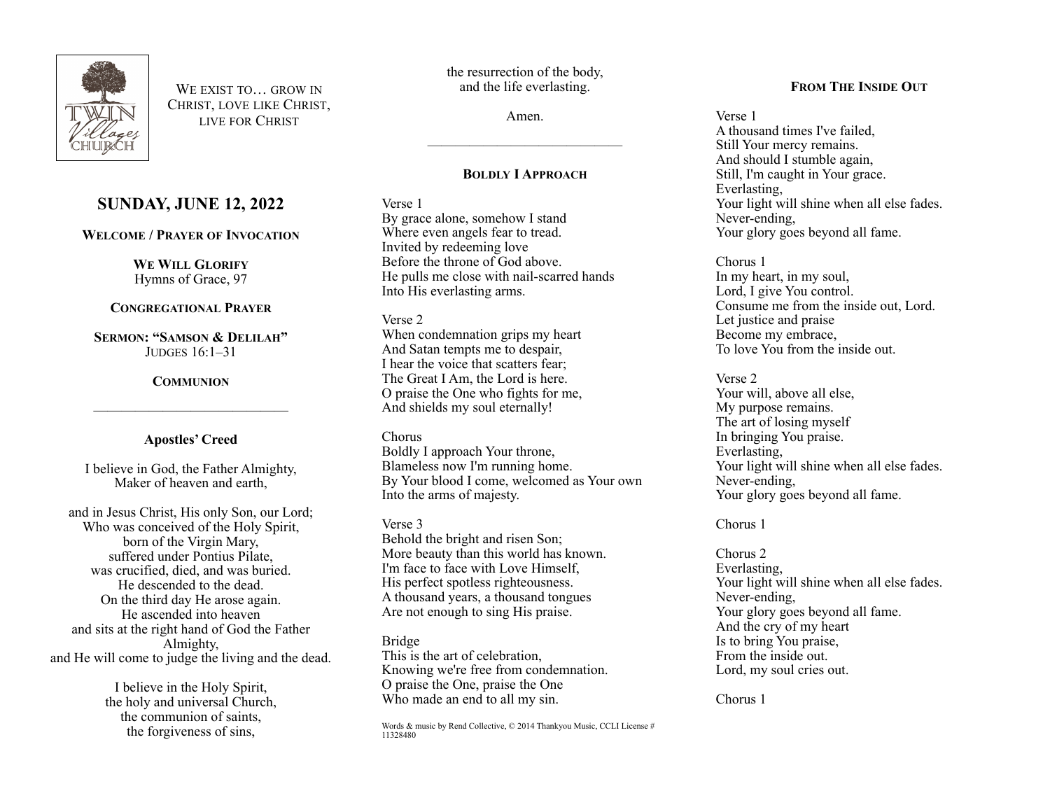We exist to… grow in Christ, love like Christ, live for Christ

## SUNDAY, JUNE 12, 2022

**Welcome / Prayer of Invocation**

**We Will Glorify**
Hymns of Grace, 97

**Congregational Prayer**

**Sermon: "Samson & Delilah"**
Judges 16:1–31

**Communion**

---

### Apostles' Creed

I believe in God, the Father Almighty,
Maker of heaven and earth,

and in Jesus Christ, His only Son, our Lord;
Who was conceived of the Holy Spirit,
born of the Virgin Mary,
suffered under Pontius Pilate,
was crucified, died, and was buried.
He descended to the dead.
On the third day He arose again.
He ascended into heaven
and sits at the right hand of God the Father Almighty,
and He will come to judge the living and the dead.

I believe in the Holy Spirit,
the holy and universal Church,
the communion of saints,
the forgiveness of sins,
the resurrection of the body,
and the life everlasting.

Amen.

---

### Boldly I Approach

Verse 1
By grace alone, somehow I stand
Where even angels fear to tread.
Invited by redeeming love
Before the throne of God above.
He pulls me close with nail-scarred hands
Into His everlasting arms.

Verse 2
When condemnation grips my heart
And Satan tempts me to despair,
I hear the voice that scatters fear;
The Great I Am, the Lord is here.
O praise the One who fights for me,
And shields my soul eternally!

Chorus
Boldly I approach Your throne,
Blameless now I'm running home.
By Your blood I come, welcomed as Your own
Into the arms of majesty.

Verse 3
Behold the bright and risen Son;
More beauty than this world has known.
I'm face to face with Love Himself,
His perfect spotless righteousness.
A thousand years, a thousand tongues
Are not enough to sing His praise.

Bridge
This is the art of celebration,
Knowing we're free from condemnation.
O praise the One, praise the One
Who made an end to all my sin.

Words & music by Rend Collective, © 2014 Thankyou Music, CCLI License # 11328480

### From The Inside Out

Verse 1
A thousand times I've failed,
Still Your mercy remains.
And should I stumble again,
Still, I'm caught in Your grace.
Everlasting,
Your light will shine when all else fades.
Never-ending,
Your glory goes beyond all fame.

Chorus 1
In my heart, in my soul,
Lord, I give You control.
Consume me from the inside out, Lord.
Let justice and praise
Become my embrace,
To love You from the inside out.

Verse 2
Your will, above all else,
My purpose remains.
The art of losing myself
In bringing You praise.
Everlasting,
Your light will shine when all else fades.
Never-ending,
Your glory goes beyond all fame.

Chorus 1

Chorus 2
Everlasting,
Your light will shine when all else fades.
Never-ending,
Your glory goes beyond all fame.
And the cry of my heart
Is to bring You praise,
From the inside out.
Lord, my soul cries out.

Chorus 1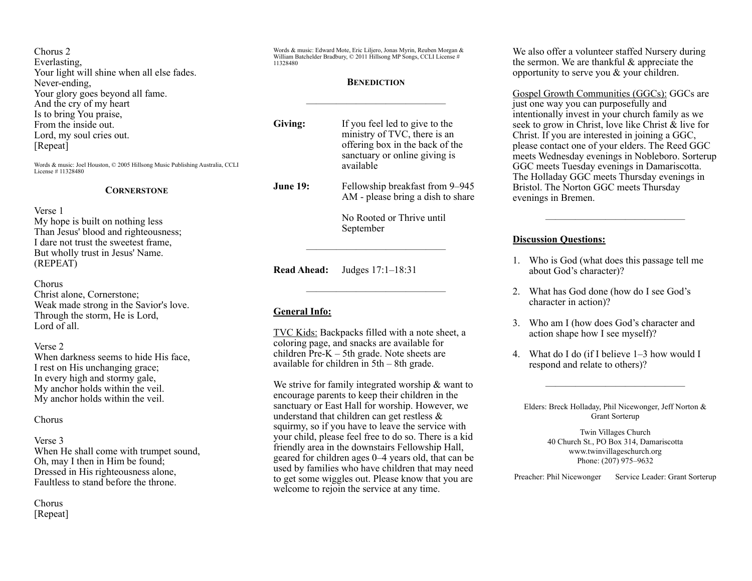Chorus 2
Everlasting,
Your light will shine when all else fades.
Never-ending,
Your glory goes beyond all fame.
And the cry of my heart
Is to bring You praise,
From the inside out.
Lord, my soul cries out.
[Repeat]

Words & music: Joel Houston, © 2005 Hillsong Music Publishing Australia, CCLI License # 11328480

### Cornerstone

Verse 1
My hope is built on nothing less
Than Jesus' blood and righteousness;
I dare not trust the sweetest frame,
But wholly trust in Jesus' Name.
(REPEAT)

Chorus
Christ alone, Cornerstone;
Weak made strong in the Savior's love.
Through the storm, He is Lord,
Lord of all.

Verse 2
When darkness seems to hide His face,
I rest on His unchanging grace;
In every high and stormy gale,
My anchor holds within the veil.
My anchor holds within the veil.

Chorus

Verse 3
When He shall come with trumpet sound,
Oh, may I then in Him be found;
Dressed in His righteousness alone,
Faultless to stand before the throne.

Chorus
[Repeat]

Words & music: Edward Mote, Eric Liljero, Jonas Myrin, Reuben Morgan & William Batchelder Bradbury, © 2011 Hillsong MP Songs, CCLI License # 11328480

### Benediction

---

**Giving:** If you feel led to give to the ministry of TVC, there is an offering box in the back of the sanctuary or online giving is available

**June 19:** Fellowship breakfast from 9–945 AM - please bring a dish to share

No Rooted or Thrive until September

---

**Read Ahead:** Judges 17:1–18:31

---

**General Info:**

TVC Kids: Backpacks filled with a note sheet, a coloring page, and snacks are available for children Pre-K – 5th grade. Note sheets are available for children in 5th – 8th grade.

We strive for family integrated worship & want to encourage parents to keep their children in the sanctuary or East Hall for worship. However, we understand that children can get restless & squirmy, so if you have to leave the service with your child, please feel free to do so. There is a kid friendly area in the downstairs Fellowship Hall, geared for children ages 0–4 years old, that can be used by families who have children that may need to get some wiggles out. Please know that you are welcome to rejoin the service at any time.

We also offer a volunteer staffed Nursery during the sermon. We are thankful & appreciate the opportunity to serve you & your children.

Gospel Growth Communities (GGCs): GGCs are just one way you can purposefully and intentionally invest in your church family as we seek to grow in Christ, love like Christ & live for Christ. If you are interested in joining a GGC, please contact one of your elders. The Reed GGC meets Wednesday evenings in Nobleboro. Sorterup GGC meets Tuesday evenings in Damariscotta. The Holladay GGC meets Thursday evenings in Bristol. The Norton GGC meets Thursday evenings in Bremen.

---

**Discussion Questions:**

1. Who is God (what does this passage tell me about God's character)?
2. What has God done (how do I see God's character in action)?
3. Who am I (how does God's character and action shape how I see myself)?
4. What do I do (if I believe 1–3 how would I respond and relate to others)?

---

Elders: Breck Holladay, Phil Nicewonger, Jeff Norton & Grant Sorterup

Twin Villages Church
40 Church St., PO Box 314, Damariscotta
www.twinvillageschurch.org
Phone: (207) 975–9632

Preacher: Phil Nicewonger    Service Leader: Grant Sorterup